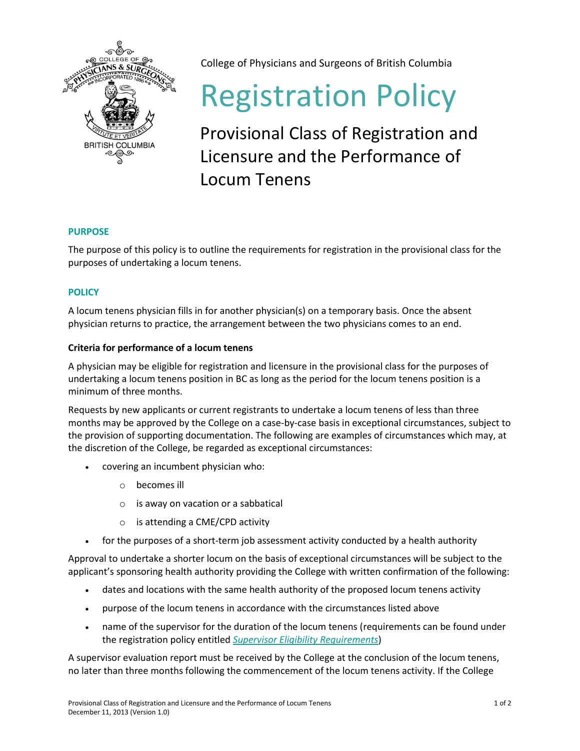College of Physicians and Surgeons of British Columbia

# Registration Policy

## Provisional Class of Registration and Licensure and the Performance of Locum Tenens

### PURPOSE

The purpose of this policy is to outline the requirements for registration in the provisional class for the purposes of undertaking a locum tenens.

### POLICY

A locum tenens physician fills in for another physician(s) on a temporary basis. Once the absent physician returns to practice, the arrangement between the two physicians comes to an end.

**Criteria for performance of a locum tenens**

A physician may be eligible for registration and licensure in the provisional class for the purposes of undertaking a locum tenens position in BC as long as the period for the locum tenens position is a minimum of three months.

Requests by new applicants or current registrants to undertake a locum tenens of less than three months may be approved by the College on a case-by-case basis in exceptional circumstances, subject to the provision of supporting documentation. The following are examples of circumstances which may, at the discretion of the College, be regarded as exceptional circumstances:

- covering an incumbent physician who:
  - becomes ill
  - is away on vacation or a sabbatical
  - is attending a CME/CPD activity
- for the purposes of a short-term job assessment activity conducted by a health authority

Approval to undertake a shorter locum on the basis of exceptional circumstances will be subject to the applicant's sponsoring health authority providing the College with written confirmation of the following:

- dates and locations with the same health authority of the proposed locum tenens activity
- purpose of the locum tenens in accordance with the circumstances listed above
- name of the supervisor for the duration of the locum tenens (requirements can be found under the registration policy entitled *Supervisor Eligibility Requirements*)

A supervisor evaluation report must be received by the College at the conclusion of the locum tenens, no later than three months following the commencement of the locum tenens activity. If the College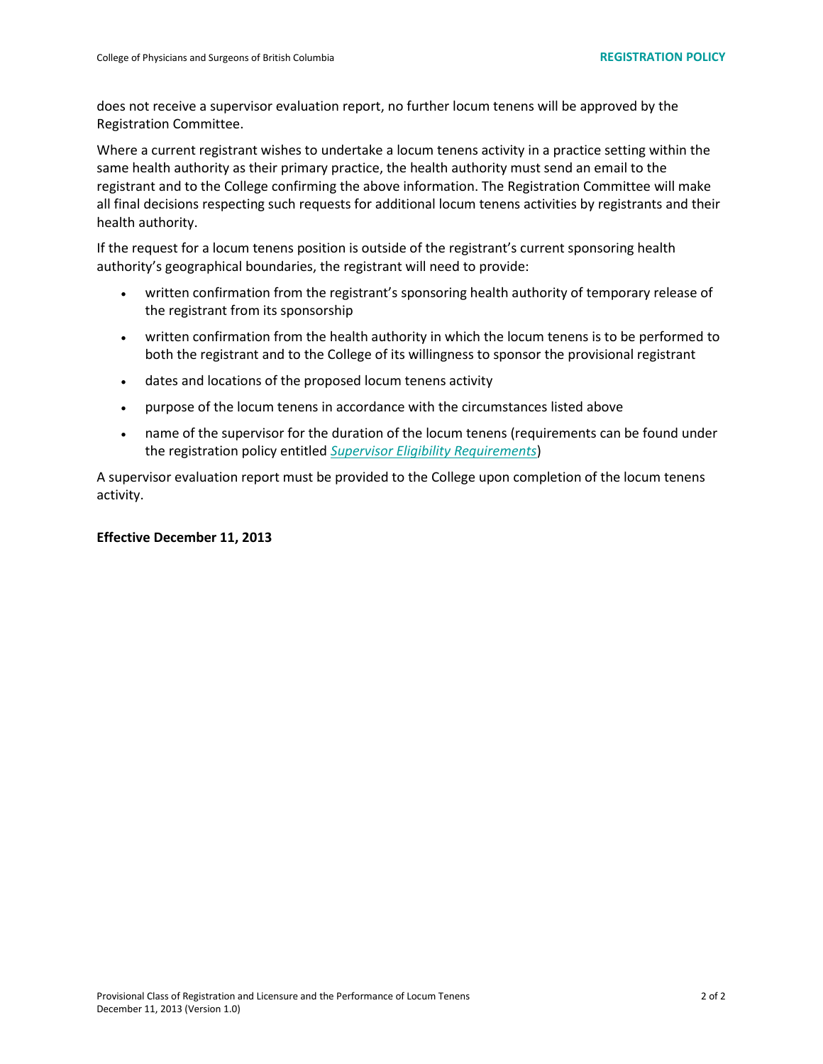does not receive a supervisor evaluation report, no further locum tenens will be approved by the Registration Committee.

Where a current registrant wishes to undertake a locum tenens activity in a practice setting within the same health authority as their primary practice, the health authority must send an email to the registrant and to the College confirming the above information. The Registration Committee will make all final decisions respecting such requests for additional locum tenens activities by registrants and their health authority.

If the request for a locum tenens position is outside of the registrant's current sponsoring health authority's geographical boundaries, the registrant will need to provide:

- written confirmation from the registrant's sponsoring health authority of temporary release of the registrant from its sponsorship
- written confirmation from the health authority in which the locum tenens is to be performed to both the registrant and to the College of its willingness to sponsor the provisional registrant
- dates and locations of the proposed locum tenens activity
- purpose of the locum tenens in accordance with the circumstances listed above
- name of the supervisor for the duration of the locum tenens (requirements can be found under the registration policy entitled *Supervisor Eligibility Requirements*)

A supervisor evaluation report must be provided to the College upon completion of the locum tenens activity.

**Effective December 11, 2013**